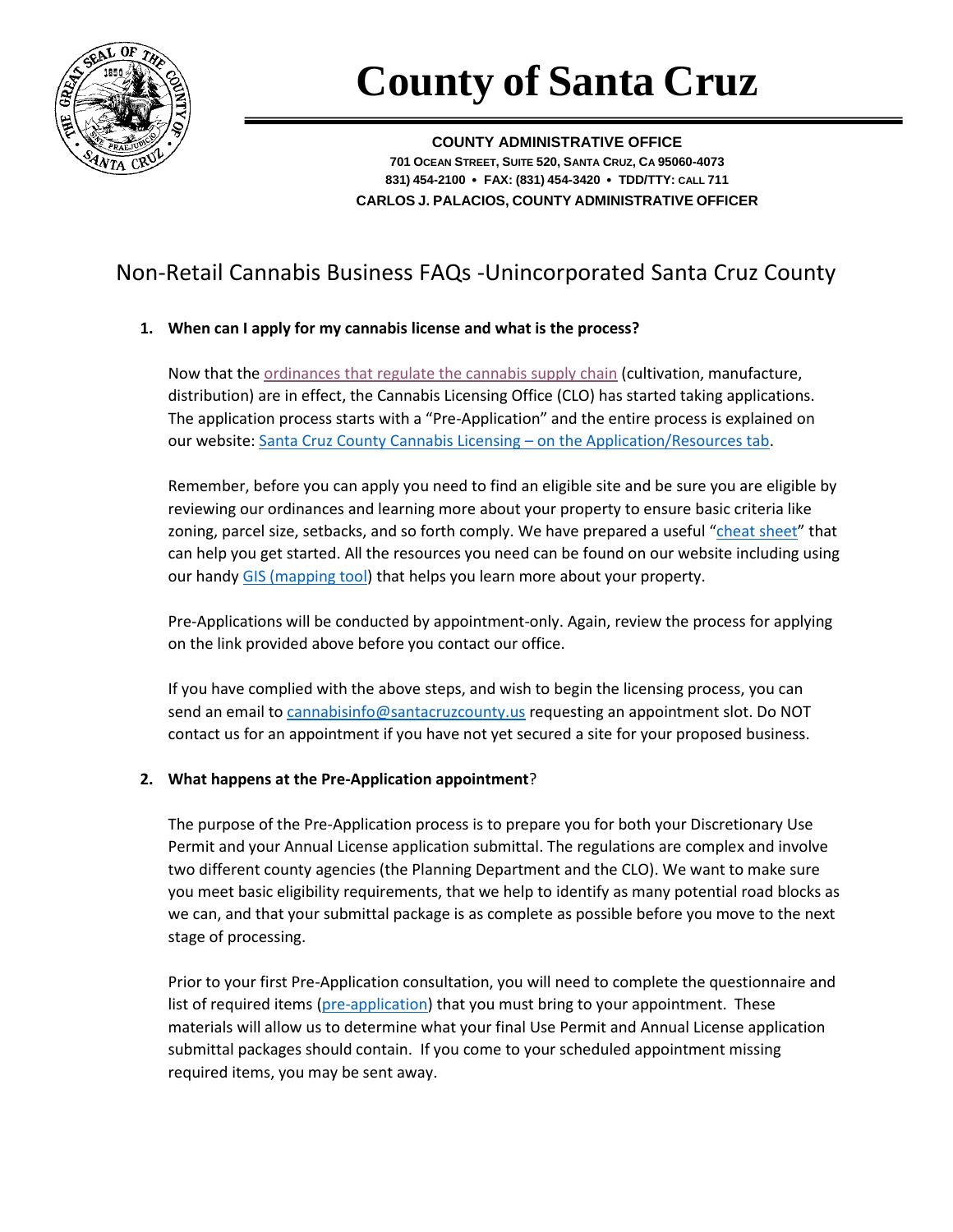# County of Santa Cruz

**COUNTY ADMINISTRATIVE OFFICE**
**701 OCEAN STREET, SUITE 520, SANTA CRUZ, CA 95060-4073**
**831) 454-2100 • FAX: (831) 454-3420 • TDD/TTY: CALL 711**
**CARLOS J. PALACIOS, COUNTY ADMINISTRATIVE OFFICER**

## Non-Retail Cannabis Business FAQs -Unincorporated Santa Cruz County

1. **When can I apply for my cannabis license and what is the process?**

   Now that the ordinances that regulate the cannabis supply chain (cultivation, manufacture, distribution) are in effect, the Cannabis Licensing Office (CLO) has started taking applications. The application process starts with a "Pre-Application" and the entire process is explained on our website: Santa Cruz County Cannabis Licensing – on the Application/Resources tab.

   Remember, before you can apply you need to find an eligible site and be sure you are eligible by reviewing our ordinances and learning more about your property to ensure basic criteria like zoning, parcel size, setbacks, and so forth comply. We have prepared a useful "cheat sheet" that can help you get started. All the resources you need can be found on our website including using our handy GIS (mapping tool) that helps you learn more about your property.

   Pre-Applications will be conducted by appointment-only. Again, review the process for applying on the link provided above before you contact our office.

   If you have complied with the above steps, and wish to begin the licensing process, you can send an email to cannabisinfo@santacruzcounty.us requesting an appointment slot. Do NOT contact us for an appointment if you have not yet secured a site for your proposed business.

2. **What happens at the Pre-Application appointment**?

   The purpose of the Pre-Application process is to prepare you for both your Discretionary Use Permit and your Annual License application submittal. The regulations are complex and involve two different county agencies (the Planning Department and the CLO). We want to make sure you meet basic eligibility requirements, that we help to identify as many potential road blocks as we can, and that your submittal package is as complete as possible before you move to the next stage of processing.

   Prior to your first Pre-Application consultation, you will need to complete the questionnaire and list of required items (pre-application) that you must bring to your appointment. These materials will allow us to determine what your final Use Permit and Annual License application submittal packages should contain. If you come to your scheduled appointment missing required items, you may be sent away.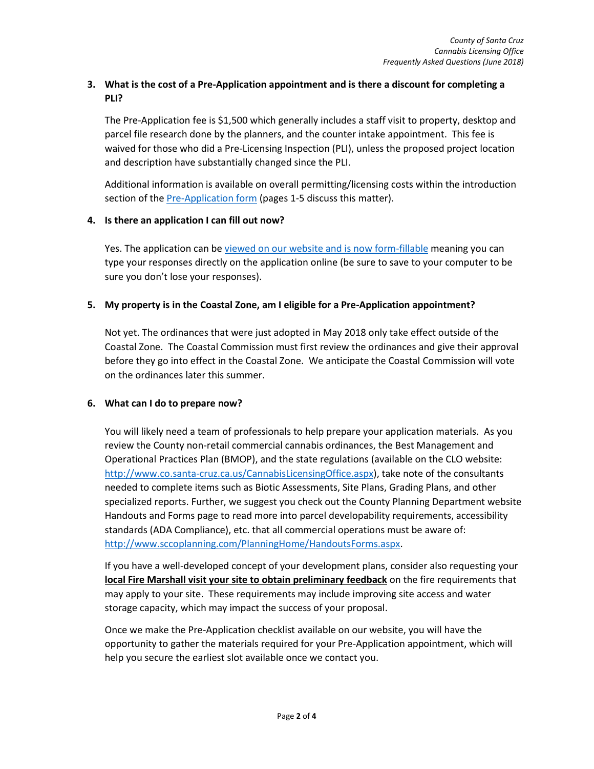**3. What is the cost of a Pre-Application appointment and is there a discount for completing a PLI?**

The Pre-Application fee is $1,500 which generally includes a staff visit to property, desktop and parcel file research done by the planners, and the counter intake appointment. This fee is waived for those who did a Pre-Licensing Inspection (PLI), unless the proposed project location and description have substantially changed since the PLI.

Additional information is available on overall permitting/licensing costs within the introduction section of the [Pre-Application form] (pages 1-5 discuss this matter).

**4. Is there an application I can fill out now?**

Yes. The application can be [viewed on our website and is now form-fillable] meaning you can type your responses directly on the application online (be sure to save to your computer to be sure you don't lose your responses).

**5. My property is in the Coastal Zone, am I eligible for a Pre-Application appointment?**

Not yet. The ordinances that were just adopted in May 2018 only take effect outside of the Coastal Zone. The Coastal Commission must first review the ordinances and give their approval before they go into effect in the Coastal Zone. We anticipate the Coastal Commission will vote on the ordinances later this summer.

**6. What can I do to prepare now?**

You will likely need a team of professionals to help prepare your application materials. As you review the County non-retail commercial cannabis ordinances, the Best Management and Operational Practices Plan (BMOP), and the state regulations (available on the CLO website: http://www.co.santa-cruz.ca.us/CannabisLicensingOffice.aspx), take note of the consultants needed to complete items such as Biotic Assessments, Site Plans, Grading Plans, and other specialized reports. Further, we suggest you check out the County Planning Department website Handouts and Forms page to read more into parcel developability requirements, accessibility standards (ADA Compliance), etc. that all commercial operations must be aware of: http://www.sccoplanning.com/PlanningHome/HandoutsForms.aspx.

If you have a well-developed concept of your development plans, consider also requesting your **local Fire Marshall visit your site to obtain preliminary feedback** on the fire requirements that may apply to your site. These requirements may include improving site access and water storage capacity, which may impact the success of your proposal.

Once we make the Pre-Application checklist available on our website, you will have the opportunity to gather the materials required for your Pre-Application appointment, which will help you secure the earliest slot available once we contact you.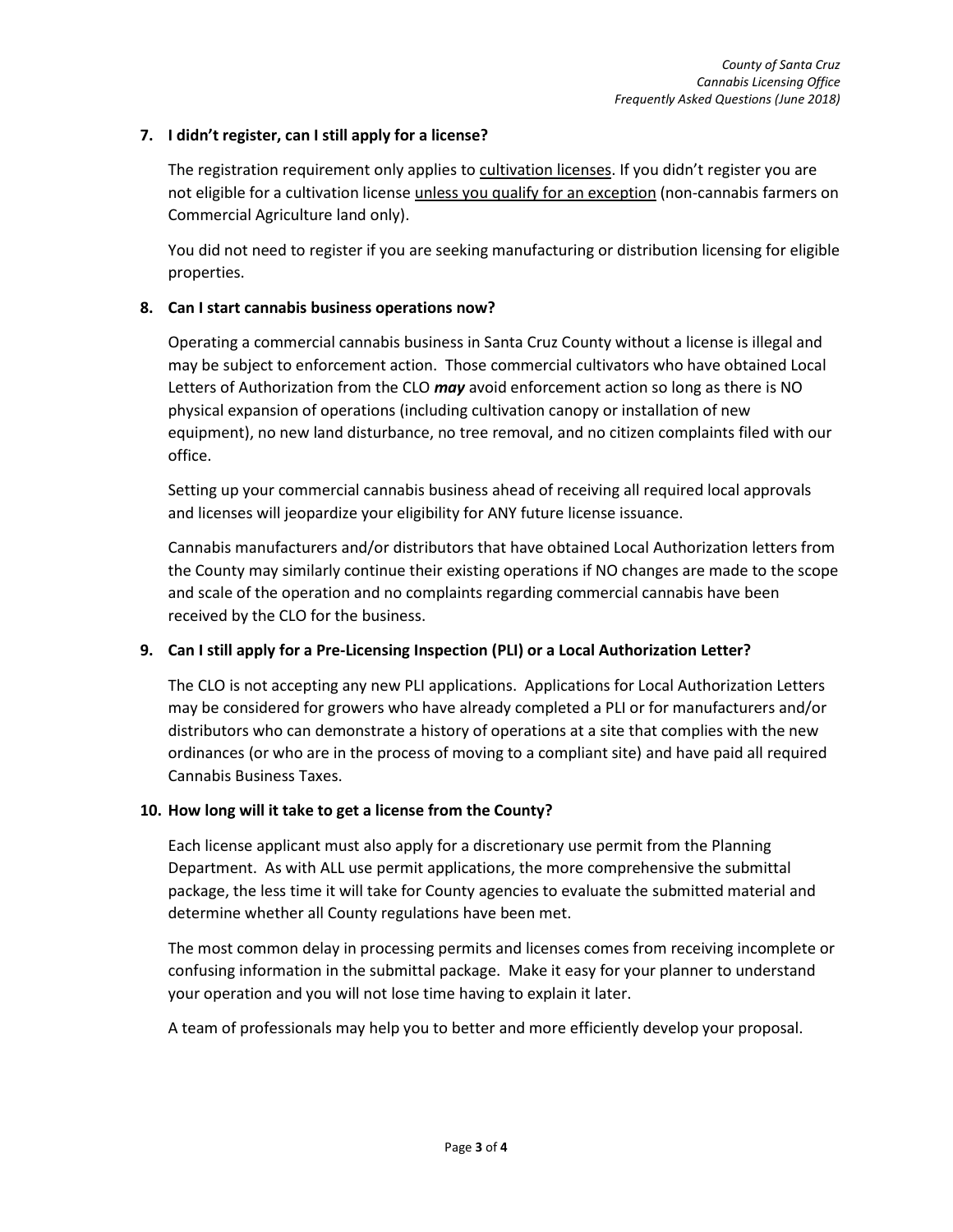**7. I didn't register, can I still apply for a license?**

The registration requirement only applies to <u>cultivation licenses</u>. If you didn't register you are not eligible for a cultivation license <u>unless you qualify for an exception</u> (non-cannabis farmers on Commercial Agriculture land only).

You did not need to register if you are seeking manufacturing or distribution licensing for eligible properties.

**8. Can I start cannabis business operations now?**

Operating a commercial cannabis business in Santa Cruz County without a license is illegal and may be subject to enforcement action. Those commercial cultivators who have obtained Local Letters of Authorization from the CLO ***may*** avoid enforcement action so long as there is NO physical expansion of operations (including cultivation canopy or installation of new equipment), no new land disturbance, no tree removal, and no citizen complaints filed with our office.

Setting up your commercial cannabis business ahead of receiving all required local approvals and licenses will jeopardize your eligibility for ANY future license issuance.

Cannabis manufacturers and/or distributors that have obtained Local Authorization letters from the County may similarly continue their existing operations if NO changes are made to the scope and scale of the operation and no complaints regarding commercial cannabis have been received by the CLO for the business.

**9. Can I still apply for a Pre-Licensing Inspection (PLI) or a Local Authorization Letter?**

The CLO is not accepting any new PLI applications. Applications for Local Authorization Letters may be considered for growers who have already completed a PLI or for manufacturers and/or distributors who can demonstrate a history of operations at a site that complies with the new ordinances (or who are in the process of moving to a compliant site) and have paid all required Cannabis Business Taxes.

**10. How long will it take to get a license from the County?**

Each license applicant must also apply for a discretionary use permit from the Planning Department. As with ALL use permit applications, the more comprehensive the submittal package, the less time it will take for County agencies to evaluate the submitted material and determine whether all County regulations have been met.

The most common delay in processing permits and licenses comes from receiving incomplete or confusing information in the submittal package. Make it easy for your planner to understand your operation and you will not lose time having to explain it later.

A team of professionals may help you to better and more efficiently develop your proposal.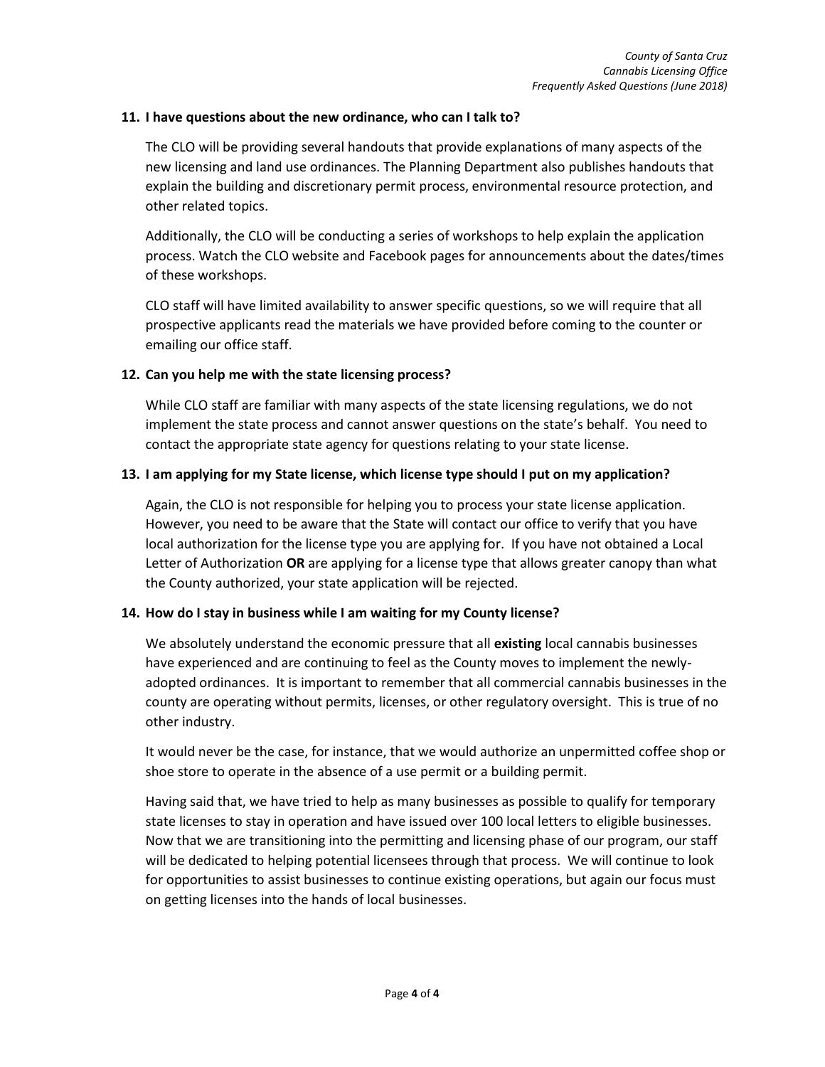**11. I have questions about the new ordinance, who can I talk to?**

The CLO will be providing several handouts that provide explanations of many aspects of the new licensing and land use ordinances. The Planning Department also publishes handouts that explain the building and discretionary permit process, environmental resource protection, and other related topics.

Additionally, the CLO will be conducting a series of workshops to help explain the application process. Watch the CLO website and Facebook pages for announcements about the dates/times of these workshops.

CLO staff will have limited availability to answer specific questions, so we will require that all prospective applicants read the materials we have provided before coming to the counter or emailing our office staff.

**12. Can you help me with the state licensing process?**

While CLO staff are familiar with many aspects of the state licensing regulations, we do not implement the state process and cannot answer questions on the state's behalf. You need to contact the appropriate state agency for questions relating to your state license.

**13. I am applying for my State license, which license type should I put on my application?**

Again, the CLO is not responsible for helping you to process your state license application. However, you need to be aware that the State will contact our office to verify that you have local authorization for the license type you are applying for. If you have not obtained a Local Letter of Authorization **OR** are applying for a license type that allows greater canopy than what the County authorized, your state application will be rejected.

**14. How do I stay in business while I am waiting for my County license?**

We absolutely understand the economic pressure that all **existing** local cannabis businesses have experienced and are continuing to feel as the County moves to implement the newly-adopted ordinances. It is important to remember that all commercial cannabis businesses in the county are operating without permits, licenses, or other regulatory oversight. This is true of no other industry.

It would never be the case, for instance, that we would authorize an unpermitted coffee shop or shoe store to operate in the absence of a use permit or a building permit.

Having said that, we have tried to help as many businesses as possible to qualify for temporary state licenses to stay in operation and have issued over 100 local letters to eligible businesses. Now that we are transitioning into the permitting and licensing phase of our program, our staff will be dedicated to helping potential licensees through that process. We will continue to look for opportunities to assist businesses to continue existing operations, but again our focus must on getting licenses into the hands of local businesses.